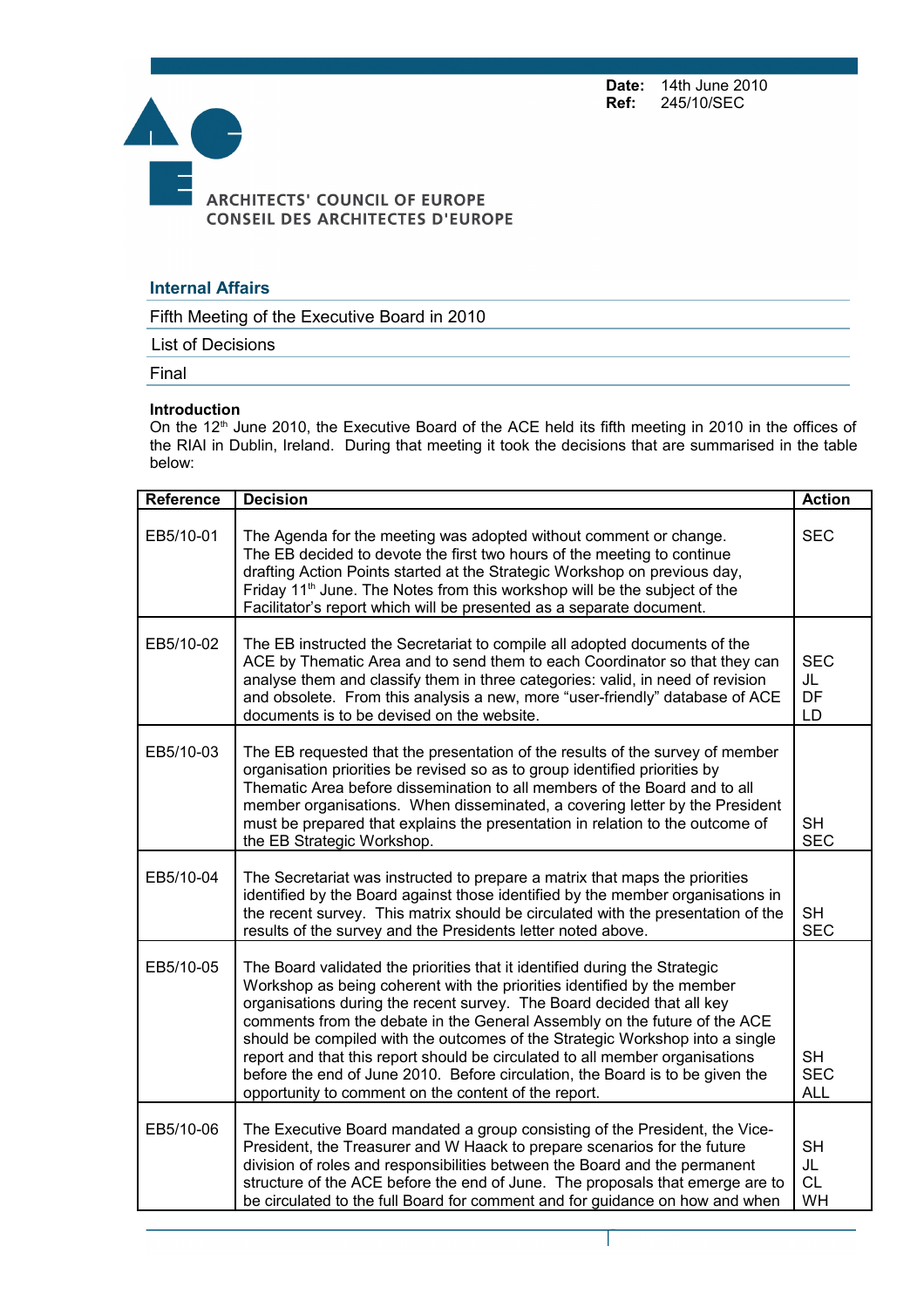**Date:** 14th June 2010
**Ref:** 245/10/SEC

ARCHITECTS' COUNCIL OF EUROPE
CONSEIL DES ARCHITECTES D'EUROPE

## Internal Affairs

Fifth Meeting of the Executive Board in 2010

List of Decisions

Final

**Introduction**
On the 12th June 2010, the Executive Board of the ACE held its fifth meeting in 2010 in the offices of the RIAI in Dublin, Ireland. During that meeting it took the decisions that are summarised in the table below:

| Reference | Decision | Action |
|---|---|---|
| EB5/10-01 | The Agenda for the meeting was adopted without comment or change. The EB decided to devote the first two hours of the meeting to continue drafting Action Points started at the Strategic Workshop on previous day, Friday 11th June. The Notes from this workshop will be the subject of the Facilitator's report which will be presented as a separate document. | SEC |
| EB5/10-02 | The EB instructed the Secretariat to compile all adopted documents of the ACE by Thematic Area and to send them to each Coordinator so that they can analyse them and classify them in three categories: valid, in need of revision and obsolete. From this analysis a new, more "user-friendly" database of ACE documents is to be devised on the website. | SEC JL DF LD |
| EB5/10-03 | The EB requested that the presentation of the results of the survey of member organisation priorities be revised so as to group identified priorities by Thematic Area before dissemination to all members of the Board and to all member organisations. When disseminated, a covering letter by the President must be prepared that explains the presentation in relation to the outcome of the EB Strategic Workshop. | SH SEC |
| EB5/10-04 | The Secretariat was instructed to prepare a matrix that maps the priorities identified by the Board against those identified by the member organisations in the recent survey. This matrix should be circulated with the presentation of the results of the survey and the Presidents letter noted above. | SH SEC |
| EB5/10-05 | The Board validated the priorities that it identified during the Strategic Workshop as being coherent with the priorities identified by the member organisations during the recent survey. The Board decided that all key comments from the debate in the General Assembly on the future of the ACE should be compiled with the outcomes of the Strategic Workshop into a single report and that this report should be circulated to all member organisations before the end of June 2010. Before circulation, the Board is to be given the opportunity to comment on the content of the report. | SH SEC ALL |
| EB5/10-06 | The Executive Board mandated a group consisting of the President, the Vice-President, the Treasurer and W Haack to prepare scenarios for the future division of roles and responsibilities between the Board and the permanent structure of the ACE before the end of June. The proposals that emerge are to be circulated to the full Board for comment and for guidance on how and when | SH JL CL WH |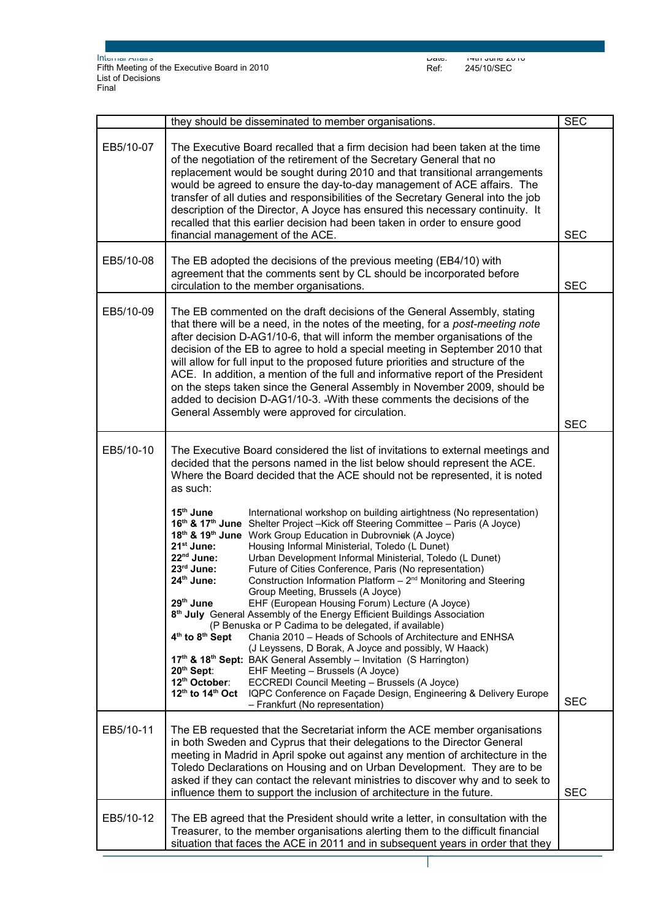| | | |
|---|---|---|
| | they should be disseminated to member organisations. | SEC |
| EB5/10-07 | The Executive Board recalled that a firm decision had been taken at the time of the negotiation of the retirement of the Secretary General that no replacement would be sought during 2010 and that transitional arrangements would be agreed to ensure the day-to-day management of ACE affairs. The transfer of all duties and responsibilities of the Secretary General into the job description of the Director, A Joyce has ensured this necessary continuity. It recalled that this earlier decision had been taken in order to ensure good financial management of the ACE. | SEC |
| EB5/10-08 | The EB adopted the decisions of the previous meeting (EB4/10) with agreement that the comments sent by CL should be incorporated before circulation to the member organisations. | SEC |
| EB5/10-09 | The EB commented on the draft decisions of the General Assembly, stating that there will be a need, in the notes of the meeting, for a *post-meeting note* after decision D-AG1/10-6, that will inform the member organisations of the decision of the EB to agree to hold a special meeting in September 2010 that will allow for full input to the proposed future priorities and structure of the ACE. In addition, a mention of the full and informative report of the President on the steps taken since the General Assembly in November 2009, should be added to decision D-AG1/10-3. With these comments the decisions of the General Assembly were approved for circulation. | SEC |
| EB5/10-10 | The Executive Board considered the list of invitations to external meetings and decided that the persons named in the list below should represent the ACE. Where the Board decided that the ACE should not be represented, it is noted as such:<br><br>**15th June** International workshop on building airtightness (No representation)<br>**16th & 17th June** Shelter Project –Kick off Steering Committee – Paris (A Joyce)<br>**18th & 19th June** Work Group Education in Dubrovnik (A Joyce)<br>**21st June:** Housing Informal Ministerial, Toledo (L Dunet)<br>**22nd June:** Urban Development Informal Ministerial, Toledo (L Dunet)<br>**23rd June:** Future of Cities Conference, Paris (No representation)<br>**24th June:** Construction Information Platform – 2nd Monitoring and Steering Group Meeting, Brussels (A Joyce)<br>**29th June** EHF (European Housing Forum) Lecture (A Joyce)<br>**8th July** General Assembly of the Energy Efficient Buildings Association (P Benuska or P Cadima to be delegated, if available)<br>**4th to 8th Sept** Chania 2010 – Heads of Schools of Architecture and ENHSA (J Leyssens, D Borak, A Joyce and possibly, W Haack)<br>**17th & 18th Sept:** BAK General Assembly – Invitation (S Harrington)<br>**20th Sept**: EHF Meeting – Brussels (A Joyce)<br>**12th October**: ECCREDI Council Meeting – Brussels (A Joyce)<br>**12th to 14th Oct** IQPC Conference on Façade Design, Engineering & Delivery Europe – Frankfurt (No representation) | SEC |
| EB5/10-11 | The EB requested that the Secretariat inform the ACE member organisations in both Sweden and Cyprus that their delegations to the Director General meeting in Madrid in April spoke out against any mention of architecture in the Toledo Declarations on Housing and on Urban Development. They are to be asked if they can contact the relevant ministries to discover why and to seek to influence them to support the inclusion of architecture in the future. | SEC |
| EB5/10-12 | The EB agreed that the President should write a letter, in consultation with the Treasurer, to the member organisations alerting them to the difficult financial situation that faces the ACE in 2011 and in subsequent years in order that they | |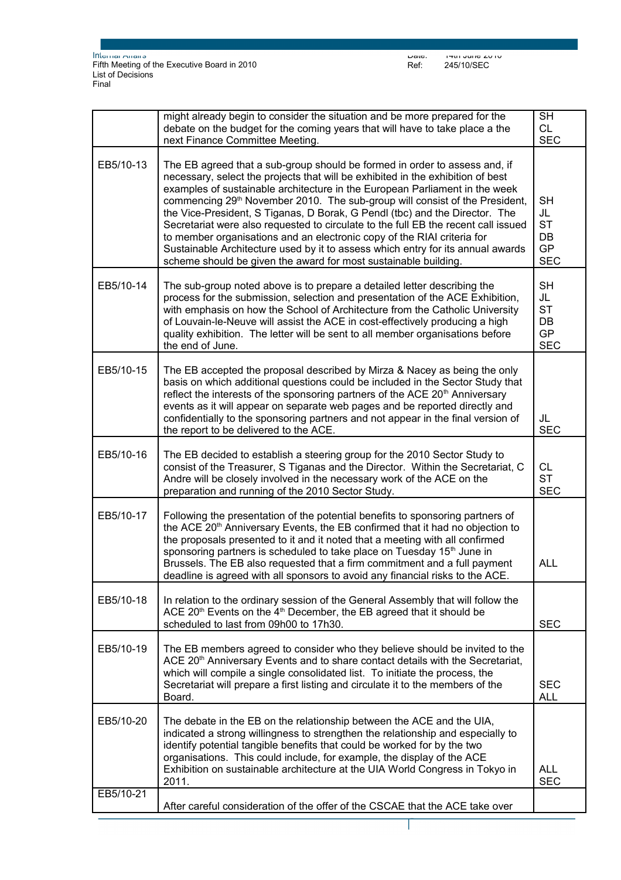| | | |
|---|---|---|
| | might already begin to consider the situation and be more prepared for the debate on the budget for the coming years that will have to take place a the next Finance Committee Meeting. | SH CL SEC |
| EB5/10-13 | The EB agreed that a sub-group should be formed in order to assess and, if necessary, select the projects that will be exhibited in the exhibition of best examples of sustainable architecture in the European Parliament in the week commencing 29th November 2010. The sub-group will consist of the President, the Vice-President, S Tiganas, D Borak, G Pendl (tbc) and the Director. The Secretariat were also requested to circulate to the full EB the recent call issued to member organisations and an electronic copy of the RIAI criteria for Sustainable Architecture used by it to assess which entry for its annual awards scheme should be given the award for most sustainable building. | SH JL ST DB GP SEC |
| EB5/10-14 | The sub-group noted above is to prepare a detailed letter describing the process for the submission, selection and presentation of the ACE Exhibition, with emphasis on how the School of Architecture from the Catholic University of Louvain-le-Neuve will assist the ACE in cost-effectively producing a high quality exhibition. The letter will be sent to all member organisations before the end of June. | SH JL ST DB GP SEC |
| EB5/10-15 | The EB accepted the proposal described by Mirza & Nacey as being the only basis on which additional questions could be included in the Sector Study that reflect the interests of the sponsoring partners of the ACE 20th Anniversary events as it will appear on separate web pages and be reported directly and confidentially to the sponsoring partners and not appear in the final version of the report to be delivered to the ACE. | JL SEC |
| EB5/10-16 | The EB decided to establish a steering group for the 2010 Sector Study to consist of the Treasurer, S Tiganas and the Director. Within the Secretariat, C Andre will be closely involved in the necessary work of the ACE on the preparation and running of the 2010 Sector Study. | CL ST SEC |
| EB5/10-17 | Following the presentation of the potential benefits to sponsoring partners of the ACE 20th Anniversary Events, the EB confirmed that it had no objection to the proposals presented to it and it noted that a meeting with all confirmed sponsoring partners is scheduled to take place on Tuesday 15th June in Brussels. The EB also requested that a firm commitment and a full payment deadline is agreed with all sponsors to avoid any financial risks to the ACE. | ALL |
| EB5/10-18 | In relation to the ordinary session of the General Assembly that will follow the ACE 20th Events on the 4th December, the EB agreed that it should be scheduled to last from 09h00 to 17h30. | SEC |
| EB5/10-19 | The EB members agreed to consider who they believe should be invited to the ACE 20th Anniversary Events and to share contact details with the Secretariat, which will compile a single consolidated list. To initiate the process, the Secretariat will prepare a first listing and circulate it to the members of the Board. | SEC ALL |
| EB5/10-20 | The debate in the EB on the relationship between the ACE and the UIA, indicated a strong willingness to strengthen the relationship and especially to identify potential tangible benefits that could be worked for by the two organisations. This could include, for example, the display of the ACE Exhibition on sustainable architecture at the UIA World Congress in Tokyo in 2011. | ALL SEC |
| EB5/10-21 | After careful consideration of the offer of the CSCAE that the ACE take over | |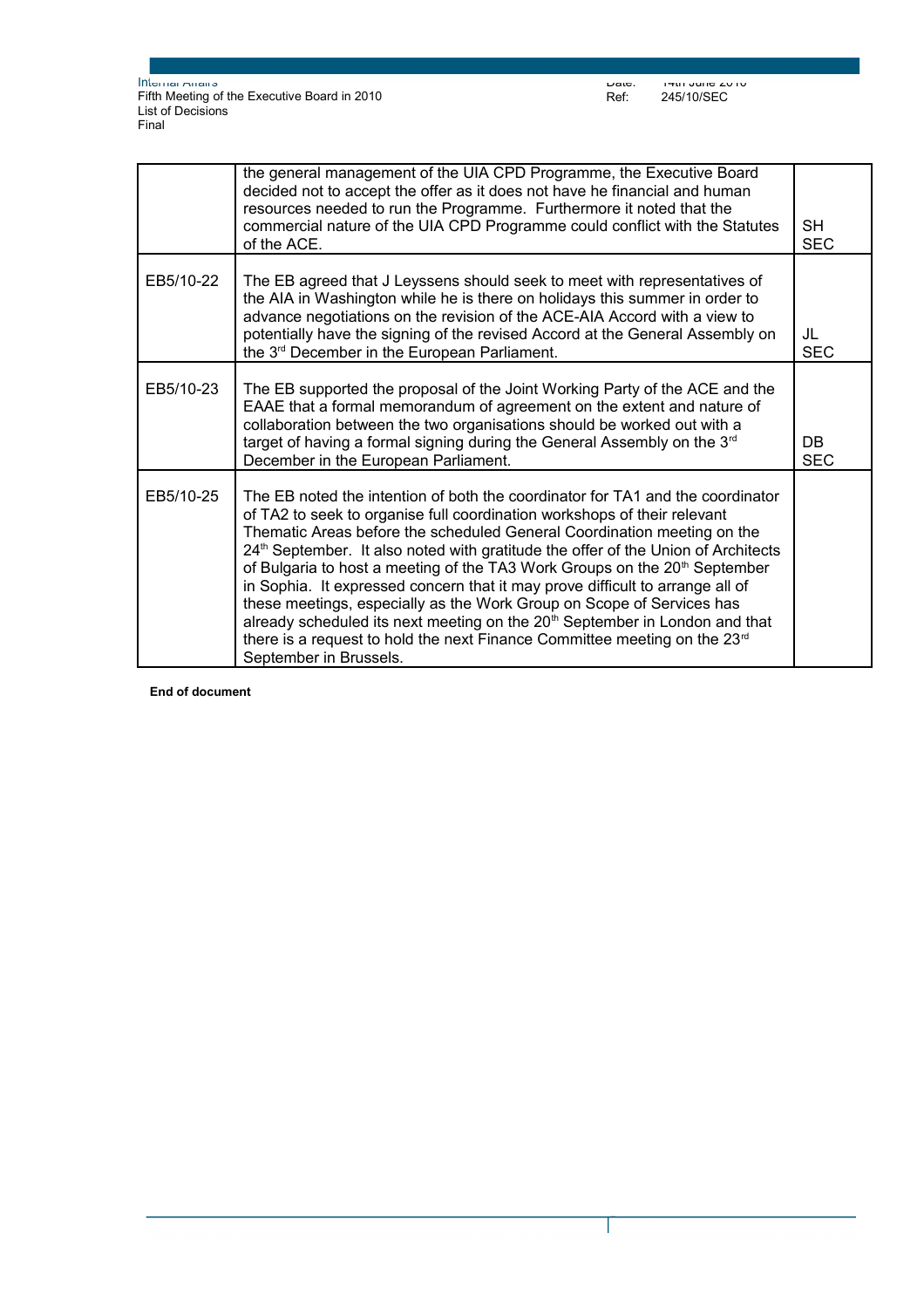| | | |
|---|---|---|
| | the general management of the UIA CPD Programme, the Executive Board decided not to accept the offer as it does not have he financial and human resources needed to run the Programme. Furthermore it noted that the commercial nature of the UIA CPD Programme could conflict with the Statutes of the ACE. | SH SEC |
| EB5/10-22 | The EB agreed that J Leyssens should seek to meet with representatives of the AIA in Washington while he is there on holidays this summer in order to advance negotiations on the revision of the ACE-AIA Accord with a view to potentially have the signing of the revised Accord at the General Assembly on the 3rd December in the European Parliament. | JL SEC |
| EB5/10-23 | The EB supported the proposal of the Joint Working Party of the ACE and the EAAE that a formal memorandum of agreement on the extent and nature of collaboration between the two organisations should be worked out with a target of having a formal signing during the General Assembly on the 3rd December in the European Parliament. | DB SEC |
| EB5/10-25 | The EB noted the intention of both the coordinator for TA1 and the coordinator of TA2 to seek to organise full coordination workshops of their relevant Thematic Areas before the scheduled General Coordination meeting on the 24th September. It also noted with gratitude the offer of the Union of Architects of Bulgaria to host a meeting of the TA3 Work Groups on the 20th September in Sophia. It expressed concern that it may prove difficult to arrange all of these meetings, especially as the Work Group on Scope of Services has already scheduled its next meeting on the 20th September in London and that there is a request to hold the next Finance Committee meeting on the 23rd September in Brussels. | |

**End of document**